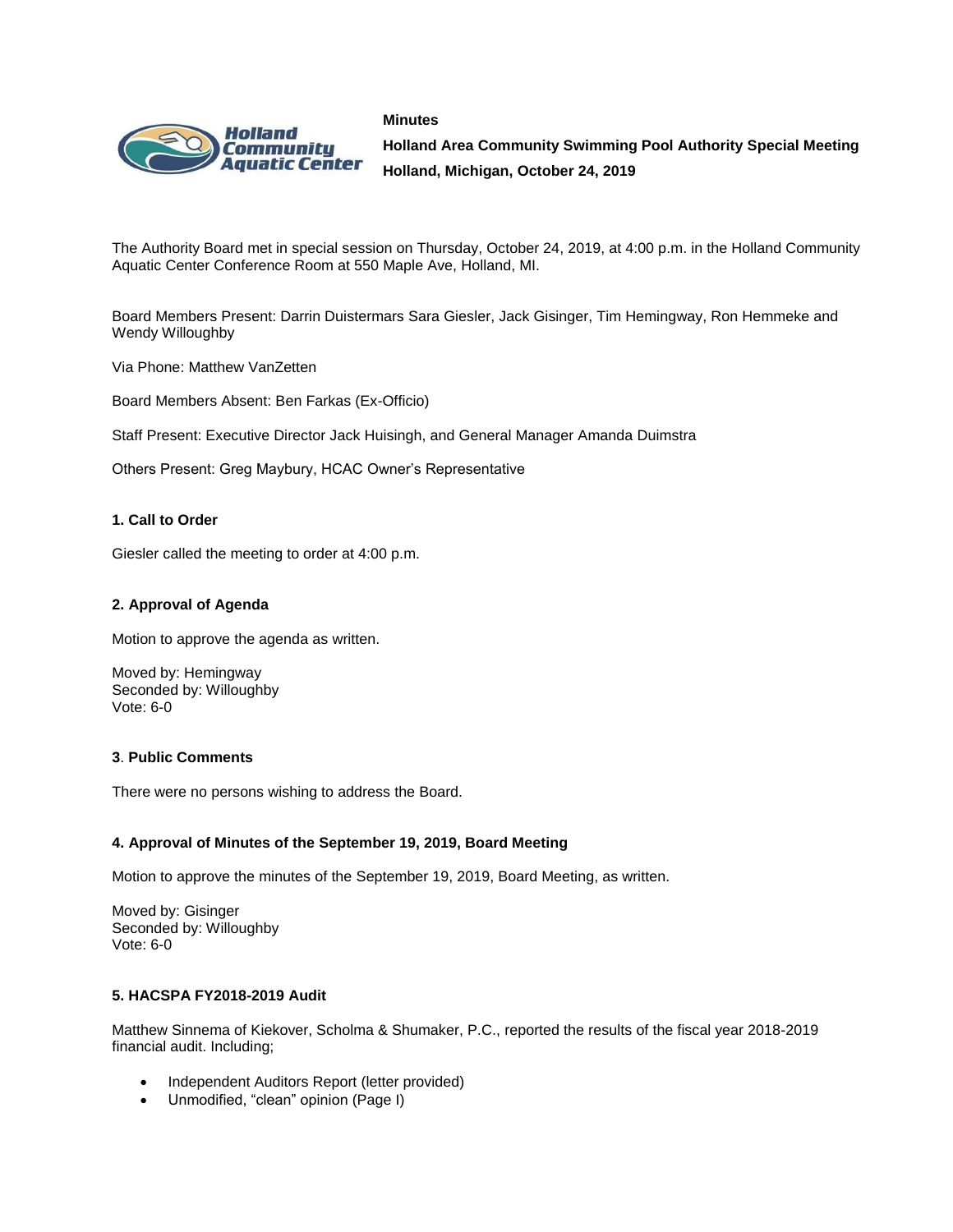**Minutes**

**Holland Area Community Swimming Pool Authority Special Meeting**

**Holland, Michigan, October 24, 2019**

The Authority Board met in special session on Thursday, October 24, 2019, at 4:00 p.m. in the Holland Community Aquatic Center Conference Room at 550 Maple Ave, Holland, MI.

Board Members Present: Darrin Duistermars Sara Giesler, Jack Gisinger, Tim Hemingway, Ron Hemmeke and Wendy Willoughby

Via Phone: Matthew VanZetten

Board Members Absent: Ben Farkas (Ex-Officio)

Staff Present: Executive Director Jack Huisingh, and General Manager Amanda Duimstra

Others Present: Greg Maybury, HCAC Owner's Representative

**1. Call to Order**

Giesler called the meeting to order at 4:00 p.m.

**2. Approval of Agenda**

Motion to approve the agenda as written.

Moved by: Hemingway
Seconded by: Willoughby
Vote: 6-0

**3. Public Comments**

There were no persons wishing to address the Board.

**4. Approval of Minutes of the September 19, 2019, Board Meeting**

Motion to approve the minutes of the September 19, 2019, Board Meeting, as written.

Moved by: Gisinger
Seconded by: Willoughby
Vote: 6-0

**5. HACSPA FY2018-2019 Audit**

Matthew Sinnema of Kiekover, Scholma & Shumaker, P.C., reported the results of the fiscal year 2018-2019 financial audit. Including;

- Independent Auditors Report (letter provided)
- Unmodified, "clean" opinion (Page I)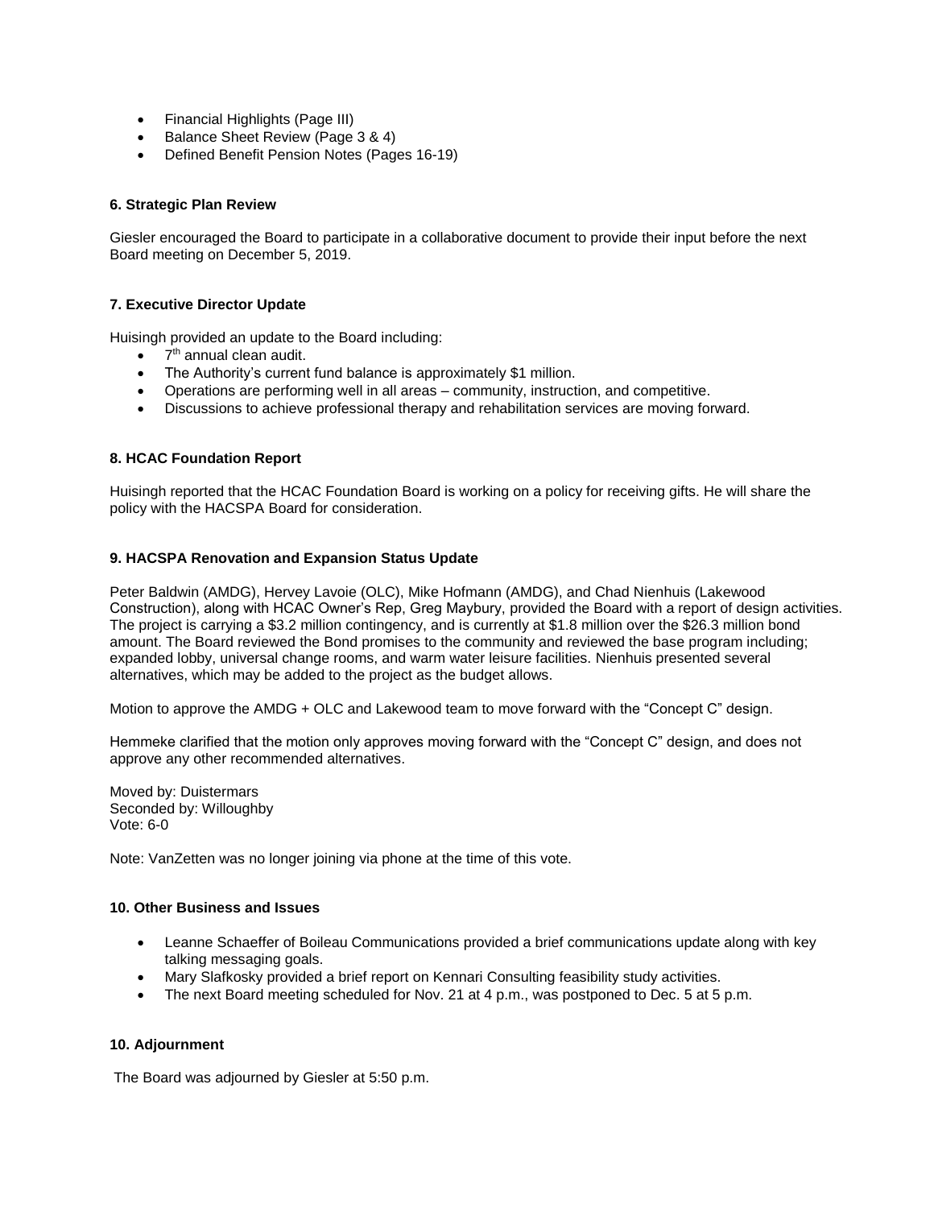- Financial Highlights (Page III)
- Balance Sheet Review (Page 3 & 4)
- Defined Benefit Pension Notes (Pages 16-19)

**6. Strategic Plan Review**

Giesler encouraged the Board to participate in a collaborative document to provide their input before the next Board meeting on December 5, 2019.

**7. Executive Director Update**

Huisingh provided an update to the Board including:

- 7th annual clean audit.
- The Authority's current fund balance is approximately $1 million.
- Operations are performing well in all areas – community, instruction, and competitive.
- Discussions to achieve professional therapy and rehabilitation services are moving forward.

**8. HCAC Foundation Report**

Huisingh reported that the HCAC Foundation Board is working on a policy for receiving gifts. He will share the policy with the HACSPA Board for consideration.

**9. HACSPA Renovation and Expansion Status Update**

Peter Baldwin (AMDG), Hervey Lavoie (OLC), Mike Hofmann (AMDG), and Chad Nienhuis (Lakewood Construction), along with HCAC Owner's Rep, Greg Maybury, provided the Board with a report of design activities. The project is carrying a $3.2 million contingency, and is currently at $1.8 million over the $26.3 million bond amount. The Board reviewed the Bond promises to the community and reviewed the base program including; expanded lobby, universal change rooms, and warm water leisure facilities. Nienhuis presented several alternatives, which may be added to the project as the budget allows.

Motion to approve the AMDG + OLC and Lakewood team to move forward with the "Concept C" design.

Hemmeke clarified that the motion only approves moving forward with the "Concept C" design, and does not approve any other recommended alternatives.

Moved by: Duistermars
Seconded by: Willoughby
Vote: 6-0

Note: VanZetten was no longer joining via phone at the time of this vote.

**10. Other Business and Issues**

- Leanne Schaeffer of Boileau Communications provided a brief communications update along with key talking messaging goals.
- Mary Slafkosky provided a brief report on Kennari Consulting feasibility study activities.
- The next Board meeting scheduled for Nov. 21 at 4 p.m., was postponed to Dec. 5 at 5 p.m.

**10. Adjournment**

The Board was adjourned by Giesler at 5:50 p.m.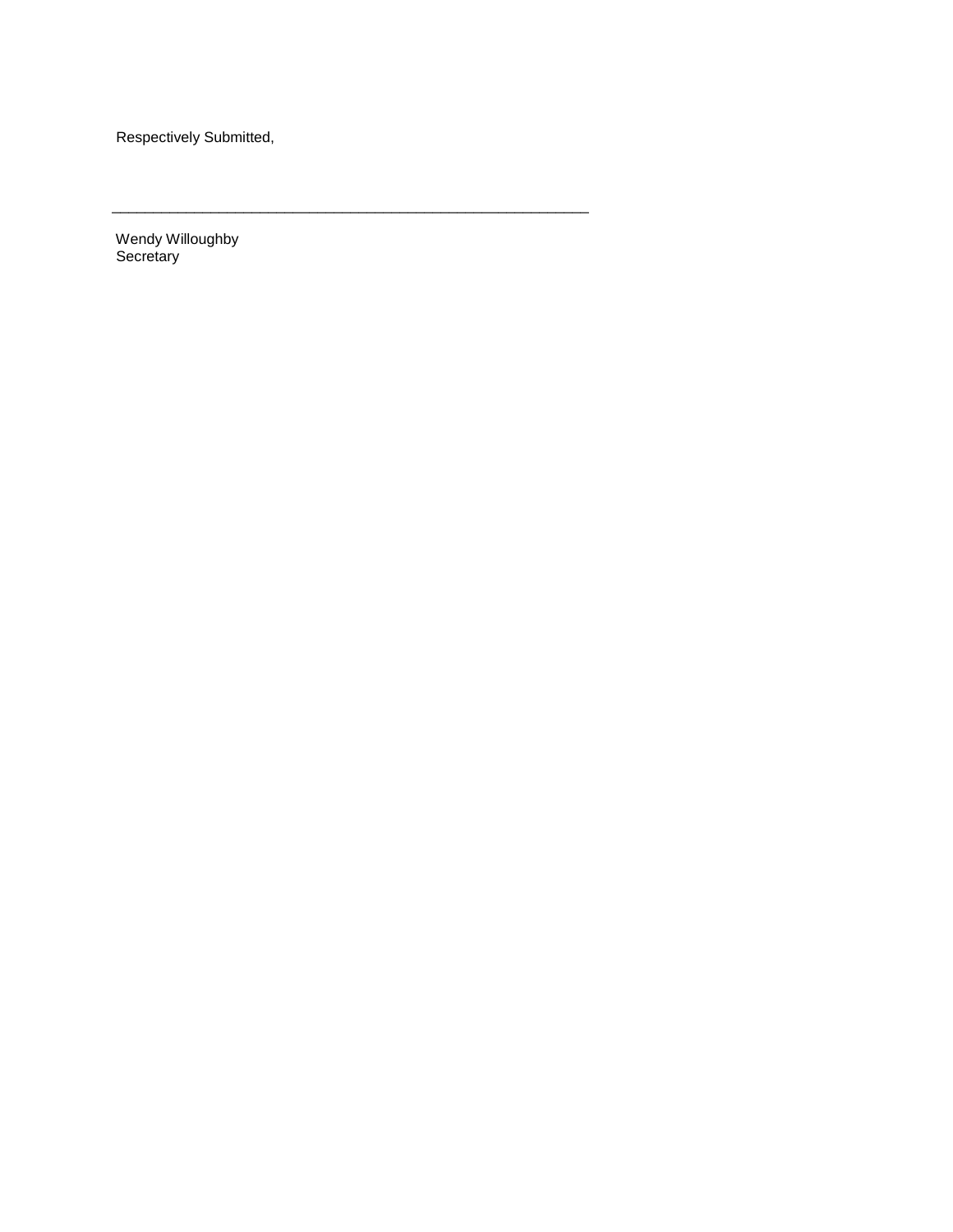Respectively Submitted,

___________________________________________________________

Wendy Willoughby
Secretary